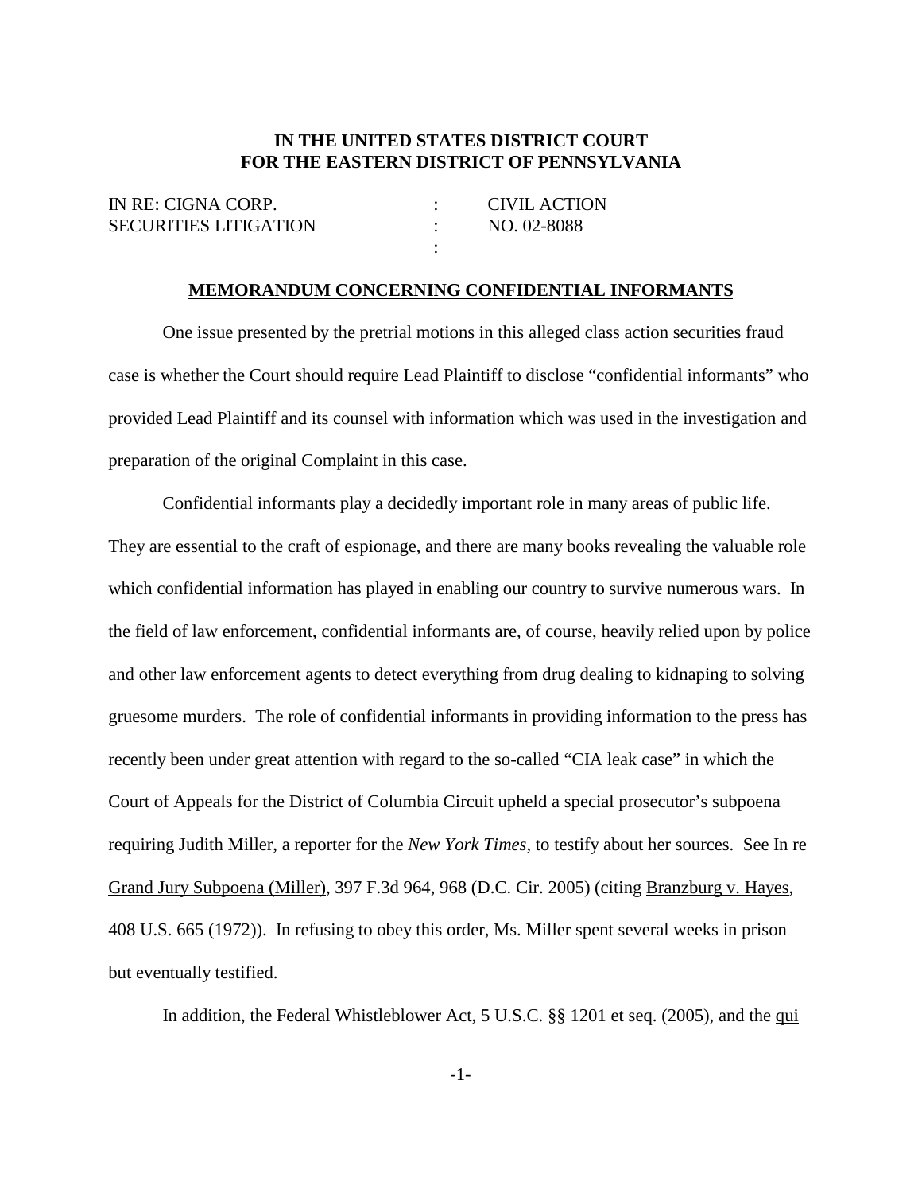**IN THE UNITED STATES DISTRICT COURT**
**FOR THE EASTERN DISTRICT OF PENNSYLVANIA**

| | | |
|---|---|---|
| IN RE: CIGNA CORP. | : | CIVIL ACTION |
| SECURITIES LITIGATION | : | NO. 02-8088 |
| | : | |

## MEMORANDUM CONCERNING CONFIDENTIAL INFORMANTS

One issue presented by the pretrial motions in this alleged class action securities fraud case is whether the Court should require Lead Plaintiff to disclose "confidential informants" who provided Lead Plaintiff and its counsel with information which was used in the investigation and preparation of the original Complaint in this case.

Confidential informants play a decidedly important role in many areas of public life. They are essential to the craft of espionage, and there are many books revealing the valuable role which confidential information has played in enabling our country to survive numerous wars. In the field of law enforcement, confidential informants are, of course, heavily relied upon by police and other law enforcement agents to detect everything from drug dealing to kidnaping to solving gruesome murders. The role of confidential informants in providing information to the press has recently been under great attention with regard to the so-called "CIA leak case" in which the Court of Appeals for the District of Columbia Circuit upheld a special prosecutor's subpoena requiring Judith Miller, a reporter for the *New York Times*, to testify about her sources. See In re Grand Jury Subpoena (Miller), 397 F.3d 964, 968 (D.C. Cir. 2005) (citing Branzburg v. Hayes, 408 U.S. 665 (1972)). In refusing to obey this order, Ms. Miller spent several weeks in prison but eventually testified.

In addition, the Federal Whistleblower Act, 5 U.S.C. §§ 1201 et seq. (2005), and the qui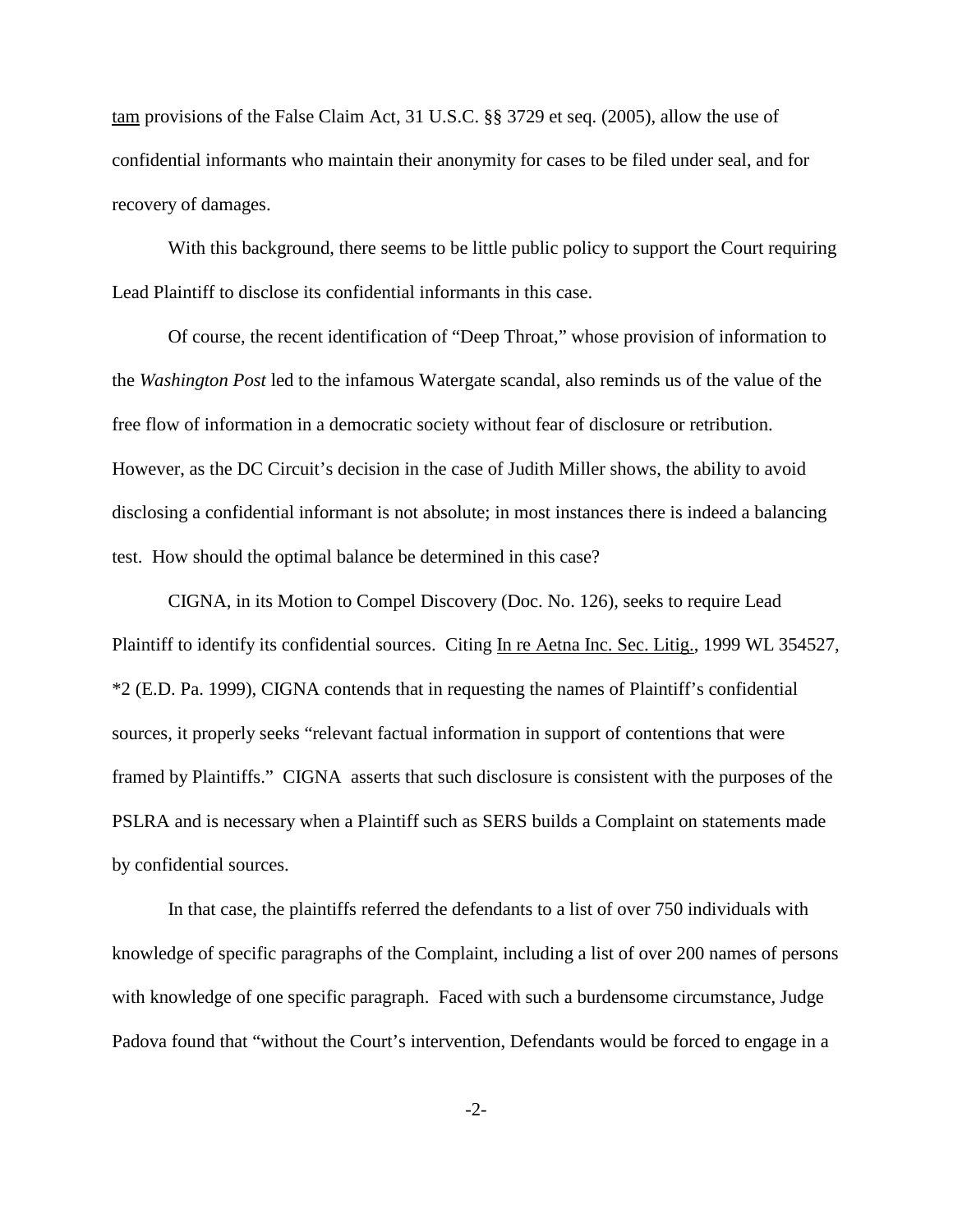tam provisions of the False Claim Act, 31 U.S.C. §§ 3729 et seq. (2005), allow the use of confidential informants who maintain their anonymity for cases to be filed under seal, and for recovery of damages.

With this background, there seems to be little public policy to support the Court requiring Lead Plaintiff to disclose its confidential informants in this case.

Of course, the recent identification of "Deep Throat," whose provision of information to the *Washington Post* led to the infamous Watergate scandal, also reminds us of the value of the free flow of information in a democratic society without fear of disclosure or retribution. However, as the DC Circuit's decision in the case of Judith Miller shows, the ability to avoid disclosing a confidential informant is not absolute; in most instances there is indeed a balancing test. How should the optimal balance be determined in this case?

CIGNA, in its Motion to Compel Discovery (Doc. No. 126), seeks to require Lead Plaintiff to identify its confidential sources. Citing In re Aetna Inc. Sec. Litig., 1999 WL 354527, *2 (E.D. Pa. 1999), CIGNA contends that in requesting the names of Plaintiff's confidential sources, it properly seeks "relevant factual information in support of contentions that were framed by Plaintiffs." CIGNA asserts that such disclosure is consistent with the purposes of the PSLRA and is necessary when a Plaintiff such as SERS builds a Complaint on statements made by confidential sources.

In that case, the plaintiffs referred the defendants to a list of over 750 individuals with knowledge of specific paragraphs of the Complaint, including a list of over 200 names of persons with knowledge of one specific paragraph. Faced with such a burdensome circumstance, Judge Padova found that "without the Court's intervention, Defendants would be forced to engage in a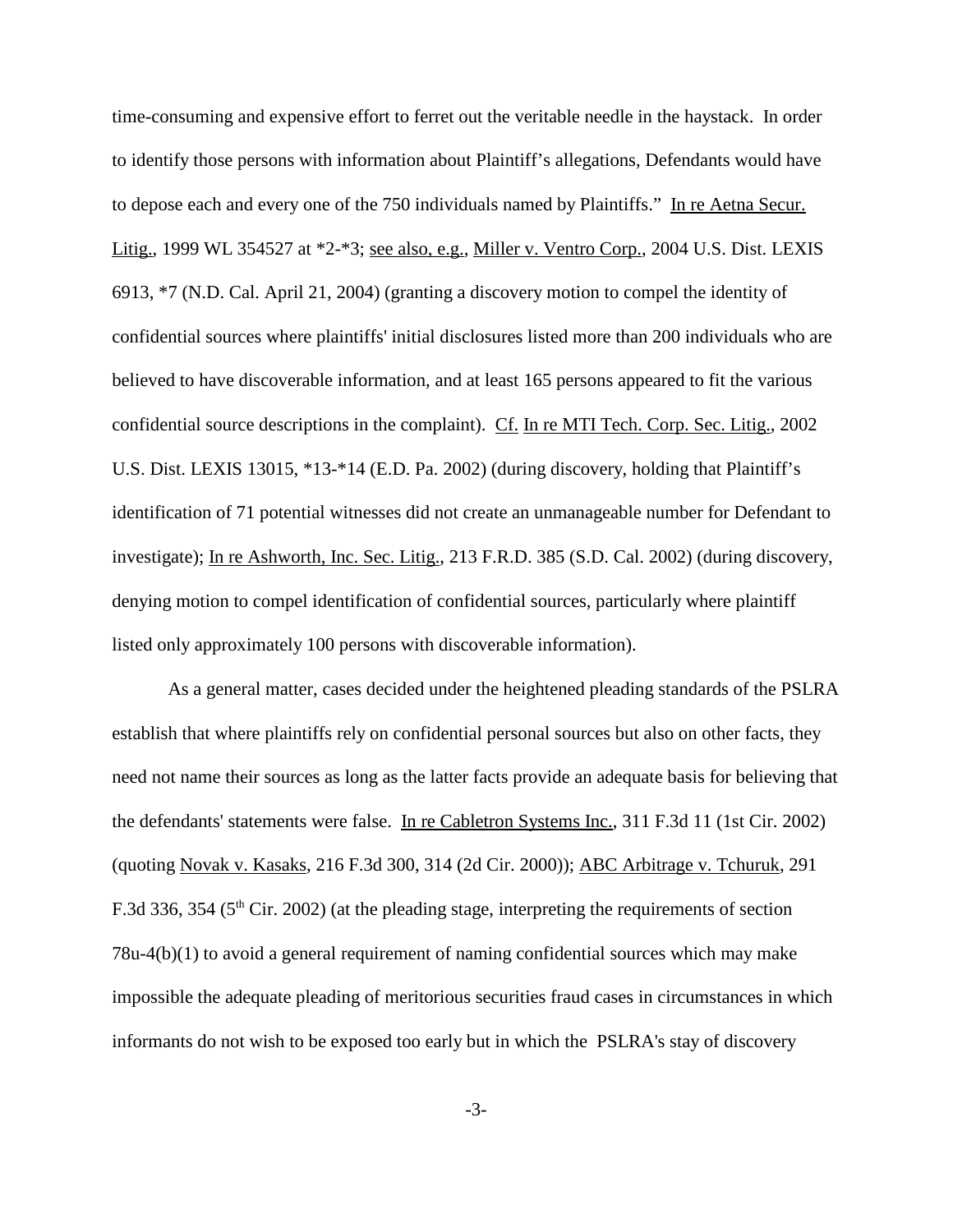time-consuming and expensive effort to ferret out the veritable needle in the haystack. In order to identify those persons with information about Plaintiff's allegations, Defendants would have to depose each and every one of the 750 individuals named by Plaintiffs." In re Aetna Secur. Litig., 1999 WL 354527 at *2-*3; see also, e.g., Miller v. Ventro Corp., 2004 U.S. Dist. LEXIS 6913, *7 (N.D. Cal. April 21, 2004) (granting a discovery motion to compel the identity of confidential sources where plaintiffs' initial disclosures listed more than 200 individuals who are believed to have discoverable information, and at least 165 persons appeared to fit the various confidential source descriptions in the complaint). Cf. In re MTI Tech. Corp. Sec. Litig., 2002 U.S. Dist. LEXIS 13015, *13-*14 (E.D. Pa. 2002) (during discovery, holding that Plaintiff's identification of 71 potential witnesses did not create an unmanageable number for Defendant to investigate); In re Ashworth, Inc. Sec. Litig., 213 F.R.D. 385 (S.D. Cal. 2002) (during discovery, denying motion to compel identification of confidential sources, particularly where plaintiff listed only approximately 100 persons with discoverable information).

As a general matter, cases decided under the heightened pleading standards of the PSLRA establish that where plaintiffs rely on confidential personal sources but also on other facts, they need not name their sources as long as the latter facts provide an adequate basis for believing that the defendants' statements were false. In re Cabletron Systems Inc., 311 F.3d 11 (1st Cir. 2002) (quoting Novak v. Kasaks, 216 F.3d 300, 314 (2d Cir. 2000)); ABC Arbitrage v. Tchuruk, 291 F.3d 336, 354 (5th Cir. 2002) (at the pleading stage, interpreting the requirements of section 78u-4(b)(1) to avoid a general requirement of naming confidential sources which may make impossible the adequate pleading of meritorious securities fraud cases in circumstances in which informants do not wish to be exposed too early but in which the PSLRA's stay of discovery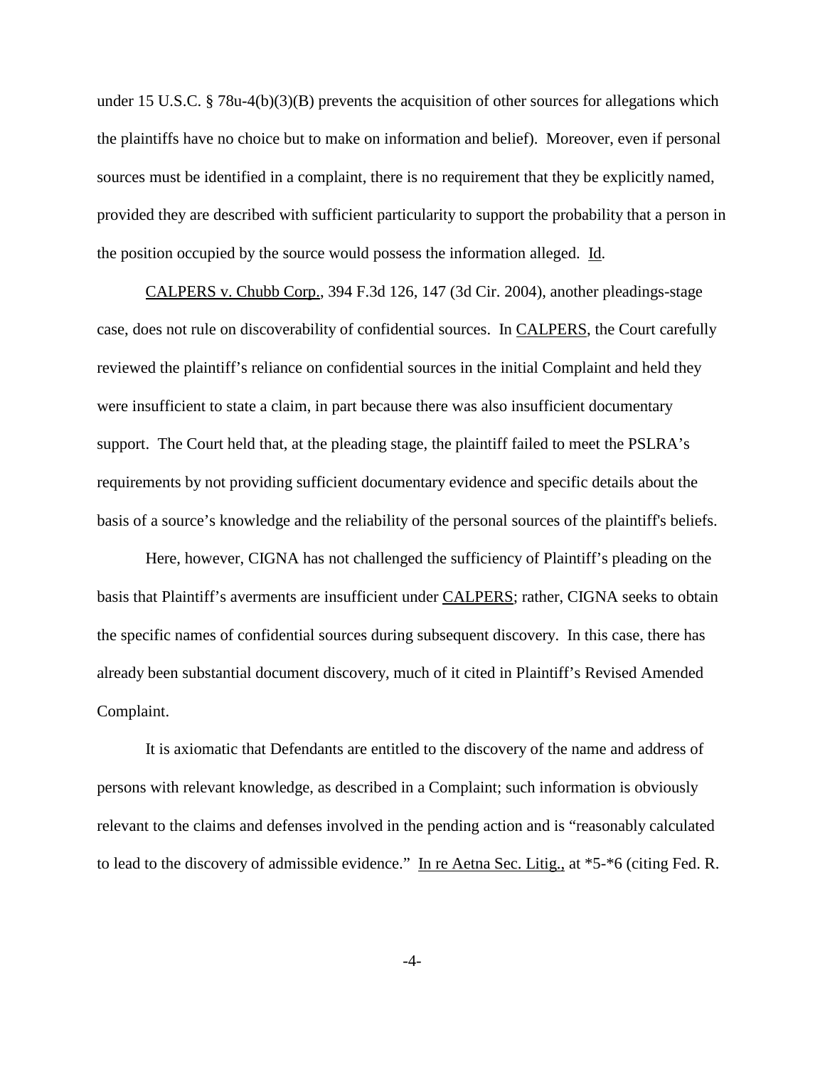under 15 U.S.C. § 78u-4(b)(3)(B) prevents the acquisition of other sources for allegations which the plaintiffs have no choice but to make on information and belief). Moreover, even if personal sources must be identified in a complaint, there is no requirement that they be explicitly named, provided they are described with sufficient particularity to support the probability that a person in the position occupied by the source would possess the information alleged. Id.

CALPERS v. Chubb Corp., 394 F.3d 126, 147 (3d Cir. 2004), another pleadings-stage case, does not rule on discoverability of confidential sources. In CALPERS, the Court carefully reviewed the plaintiff's reliance on confidential sources in the initial Complaint and held they were insufficient to state a claim, in part because there was also insufficient documentary support. The Court held that, at the pleading stage, the plaintiff failed to meet the PSLRA's requirements by not providing sufficient documentary evidence and specific details about the basis of a source's knowledge and the reliability of the personal sources of the plaintiff's beliefs.

Here, however, CIGNA has not challenged the sufficiency of Plaintiff's pleading on the basis that Plaintiff's averments are insufficient under CALPERS; rather, CIGNA seeks to obtain the specific names of confidential sources during subsequent discovery. In this case, there has already been substantial document discovery, much of it cited in Plaintiff's Revised Amended Complaint.

It is axiomatic that Defendants are entitled to the discovery of the name and address of persons with relevant knowledge, as described in a Complaint; such information is obviously relevant to the claims and defenses involved in the pending action and is "reasonably calculated to lead to the discovery of admissible evidence." In re Aetna Sec. Litig., at *5-*6 (citing Fed. R.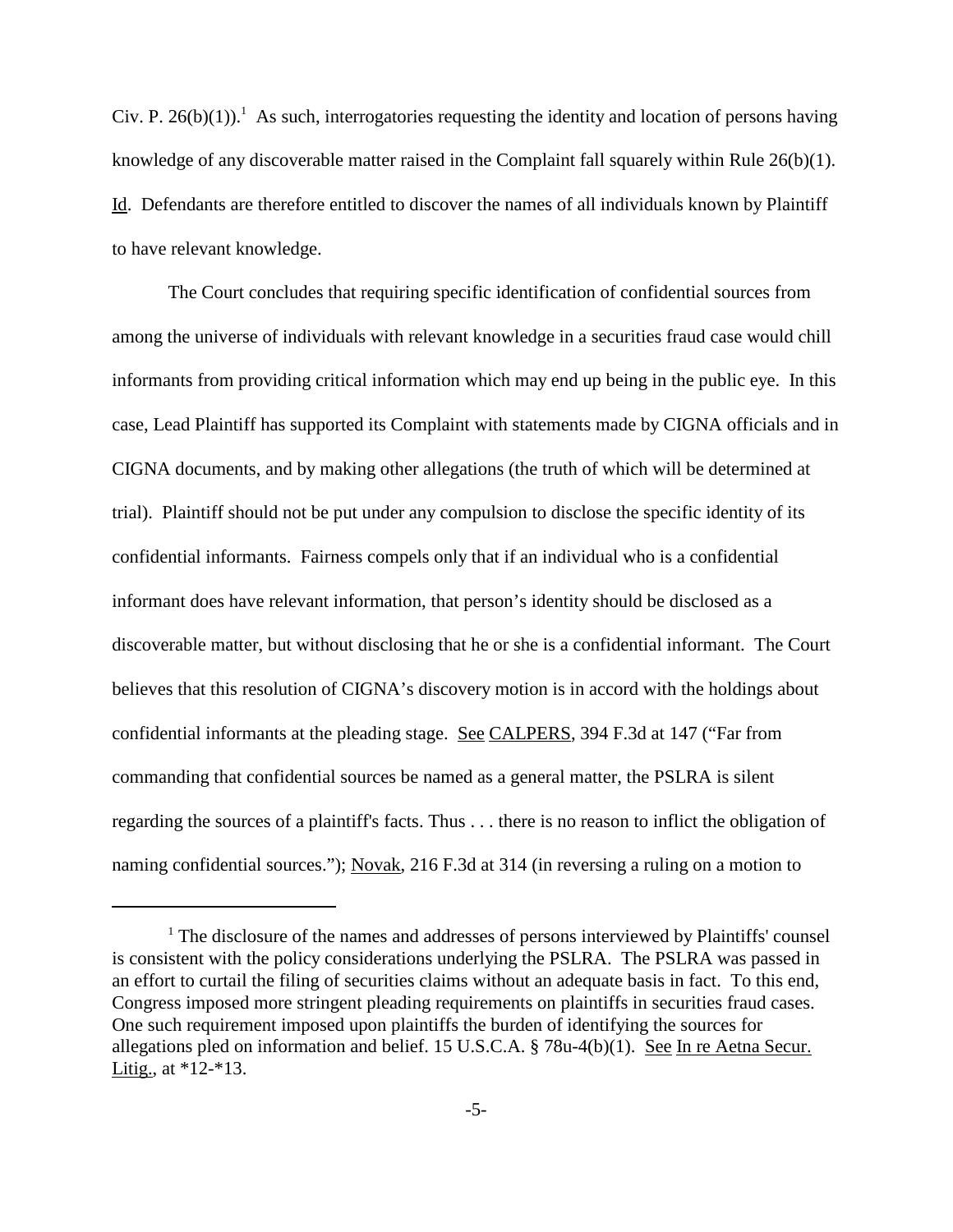Civ. P. 26(b)(1)).[1] As such, interrogatories requesting the identity and location of persons having knowledge of any discoverable matter raised in the Complaint fall squarely within Rule 26(b)(1). Id. Defendants are therefore entitled to discover the names of all individuals known by Plaintiff to have relevant knowledge.

The Court concludes that requiring specific identification of confidential sources from among the universe of individuals with relevant knowledge in a securities fraud case would chill informants from providing critical information which may end up being in the public eye. In this case, Lead Plaintiff has supported its Complaint with statements made by CIGNA officials and in CIGNA documents, and by making other allegations (the truth of which will be determined at trial). Plaintiff should not be put under any compulsion to disclose the specific identity of its confidential informants. Fairness compels only that if an individual who is a confidential informant does have relevant information, that person's identity should be disclosed as a discoverable matter, but without disclosing that he or she is a confidential informant. The Court believes that this resolution of CIGNA's discovery motion is in accord with the holdings about confidential informants at the pleading stage. See CALPERS, 394 F.3d at 147 ("Far from commanding that confidential sources be named as a general matter, the PSLRA is silent regarding the sources of a plaintiff's facts. Thus . . . there is no reason to inflict the obligation of naming confidential sources."); Novak, 216 F.3d at 314 (in reversing a ruling on a motion to

---

[1] The disclosure of the names and addresses of persons interviewed by Plaintiffs' counsel is consistent with the policy considerations underlying the PSLRA. The PSLRA was passed in an effort to curtail the filing of securities claims without an adequate basis in fact. To this end, Congress imposed more stringent pleading requirements on plaintiffs in securities fraud cases. One such requirement imposed upon plaintiffs the burden of identifying the sources for allegations pled on information and belief. 15 U.S.C.A. § 78u-4(b)(1). See In re Aetna Secur. Litig., at *12-*13.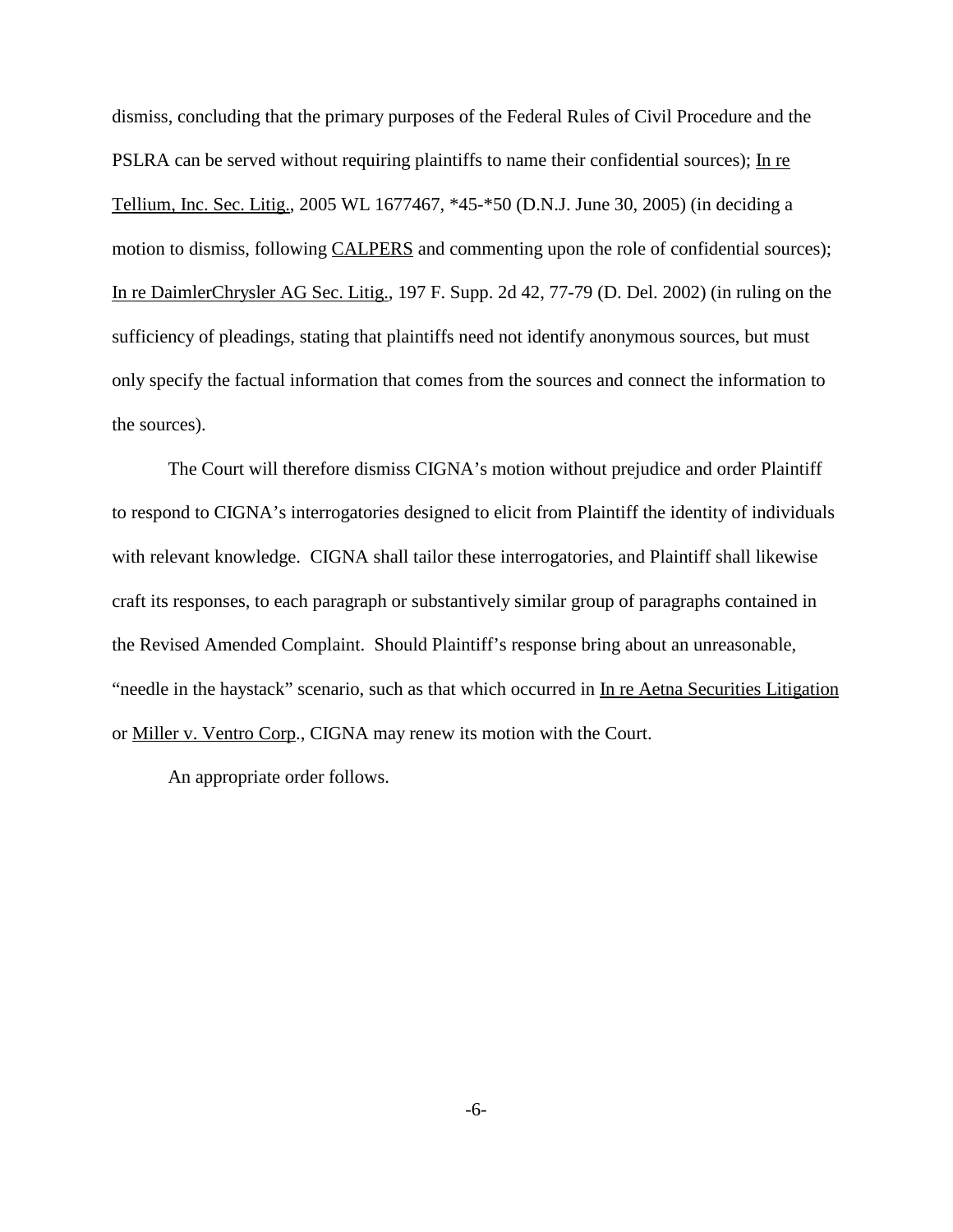dismiss, concluding that the primary purposes of the Federal Rules of Civil Procedure and the PSLRA can be served without requiring plaintiffs to name their confidential sources); In re Tellium, Inc. Sec. Litig., 2005 WL 1677467, *45-*50 (D.N.J. June 30, 2005) (in deciding a motion to dismiss, following CALPERS and commenting upon the role of confidential sources); In re DaimlerChrysler AG Sec. Litig., 197 F. Supp. 2d 42, 77-79 (D. Del. 2002) (in ruling on the sufficiency of pleadings, stating that plaintiffs need not identify anonymous sources, but must only specify the factual information that comes from the sources and connect the information to the sources).

The Court will therefore dismiss CIGNA's motion without prejudice and order Plaintiff to respond to CIGNA's interrogatories designed to elicit from Plaintiff the identity of individuals with relevant knowledge. CIGNA shall tailor these interrogatories, and Plaintiff shall likewise craft its responses, to each paragraph or substantively similar group of paragraphs contained in the Revised Amended Complaint. Should Plaintiff's response bring about an unreasonable, "needle in the haystack" scenario, such as that which occurred in In re Aetna Securities Litigation or Miller v. Ventro Corp., CIGNA may renew its motion with the Court.

An appropriate order follows.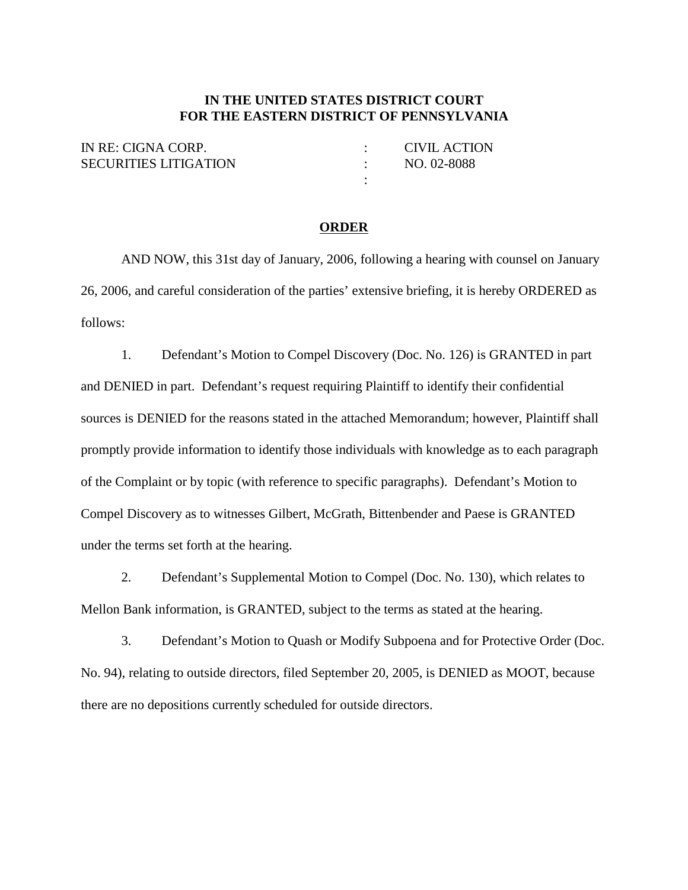**IN THE UNITED STATES DISTRICT COURT**
**FOR THE EASTERN DISTRICT OF PENNSYLVANIA**

| | | |
|---|---|---|
| IN RE: CIGNA CORP. | : | CIVIL ACTION |
| SECURITIES LITIGATION | : | NO. 02-8088 |
| | : | |

**ORDER**

AND NOW, this 31st day of January, 2006, following a hearing with counsel on January 26, 2006, and careful consideration of the parties' extensive briefing, it is hereby ORDERED as follows:

1. Defendant's Motion to Compel Discovery (Doc. No. 126) is GRANTED in part and DENIED in part. Defendant's request requiring Plaintiff to identify their confidential sources is DENIED for the reasons stated in the attached Memorandum; however, Plaintiff shall promptly provide information to identify those individuals with knowledge as to each paragraph of the Complaint or by topic (with reference to specific paragraphs). Defendant's Motion to Compel Discovery as to witnesses Gilbert, McGrath, Bittenbender and Paese is GRANTED under the terms set forth at the hearing.

2. Defendant's Supplemental Motion to Compel (Doc. No. 130), which relates to Mellon Bank information, is GRANTED, subject to the terms as stated at the hearing.

3. Defendant's Motion to Quash or Modify Subpoena and for Protective Order (Doc. No. 94), relating to outside directors, filed September 20, 2005, is DENIED as MOOT, because there are no depositions currently scheduled for outside directors.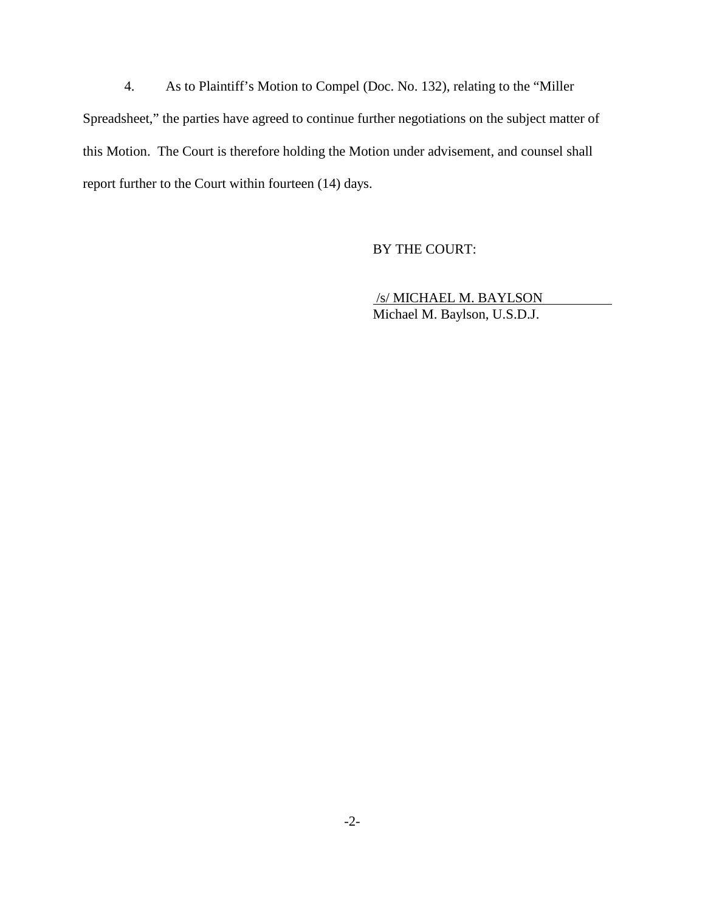4. As to Plaintiff's Motion to Compel (Doc. No. 132), relating to the "Miller Spreadsheet," the parties have agreed to continue further negotiations on the subject matter of this Motion. The Court is therefore holding the Motion under advisement, and counsel shall report further to the Court within fourteen (14) days.

BY THE COURT:

/s/ MICHAEL M. BAYLSON
Michael M. Baylson, U.S.D.J.